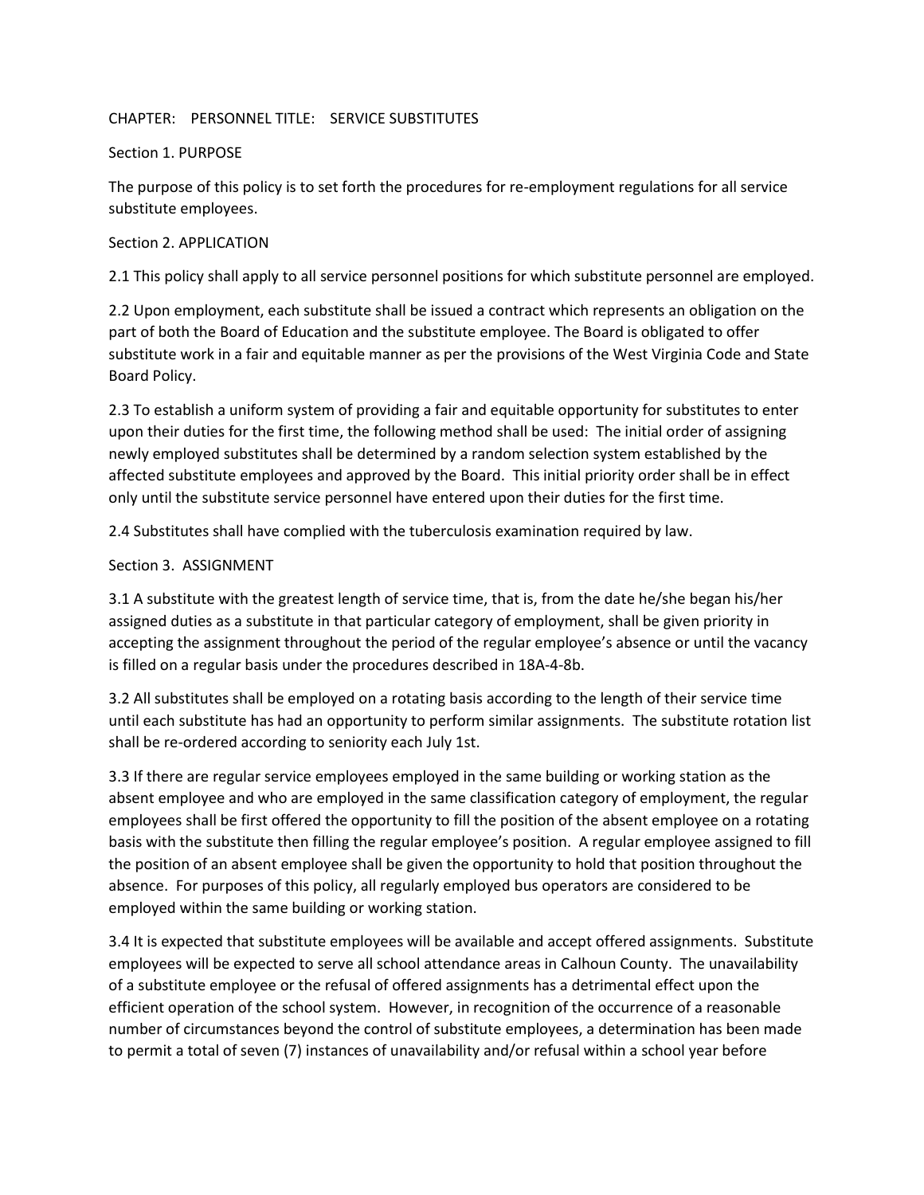CHAPTER: PERSONNEL TITLE: SERVICE SUBSTITUTES

## Section 1. PURPOSE

The purpose of this policy is to set forth the procedures for re-employment regulations for all service substitute employees.

## Section 2. APPLICATION

2.1 This policy shall apply to all service personnel positions for which substitute personnel are employed.

2.2 Upon employment, each substitute shall be issued a contract which represents an obligation on the part of both the Board of Education and the substitute employee. The Board is obligated to offer substitute work in a fair and equitable manner as per the provisions of the West Virginia Code and State Board Policy.

2.3 To establish a uniform system of providing a fair and equitable opportunity for substitutes to enter upon their duties for the first time, the following method shall be used: The initial order of assigning newly employed substitutes shall be determined by a random selection system established by the affected substitute employees and approved by the Board. This initial priority order shall be in effect only until the substitute service personnel have entered upon their duties for the first time.

2.4 Substitutes shall have complied with the tuberculosis examination required by law.

## Section 3. ASSIGNMENT

3.1 A substitute with the greatest length of service time, that is, from the date he/she began his/her assigned duties as a substitute in that particular category of employment, shall be given priority in accepting the assignment throughout the period of the regular employee's absence or until the vacancy is filled on a regular basis under the procedures described in 18A-4-8b.

3.2 All substitutes shall be employed on a rotating basis according to the length of their service time until each substitute has had an opportunity to perform similar assignments. The substitute rotation list shall be re-ordered according to seniority each July 1st.

3.3 If there are regular service employees employed in the same building or working station as the absent employee and who are employed in the same classification category of employment, the regular employees shall be first offered the opportunity to fill the position of the absent employee on a rotating basis with the substitute then filling the regular employee's position. A regular employee assigned to fill the position of an absent employee shall be given the opportunity to hold that position throughout the absence. For purposes of this policy, all regularly employed bus operators are considered to be employed within the same building or working station.

3.4 It is expected that substitute employees will be available and accept offered assignments. Substitute employees will be expected to serve all school attendance areas in Calhoun County. The unavailability of a substitute employee or the refusal of offered assignments has a detrimental effect upon the efficient operation of the school system. However, in recognition of the occurrence of a reasonable number of circumstances beyond the control of substitute employees, a determination has been made to permit a total of seven (7) instances of unavailability and/or refusal within a school year before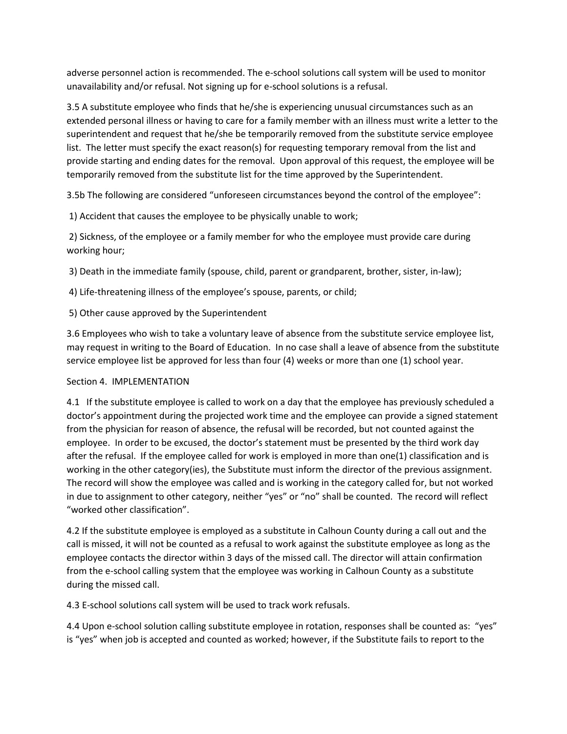adverse personnel action is recommended. The e-school solutions call system will be used to monitor unavailability and/or refusal. Not signing up for e-school solutions is a refusal.

3.5 A substitute employee who finds that he/she is experiencing unusual circumstances such as an extended personal illness or having to care for a family member with an illness must write a letter to the superintendent and request that he/she be temporarily removed from the substitute service employee list. The letter must specify the exact reason(s) for requesting temporary removal from the list and provide starting and ending dates for the removal. Upon approval of this request, the employee will be temporarily removed from the substitute list for the time approved by the Superintendent.

3.5b The following are considered "unforeseen circumstances beyond the control of the employee":

1) Accident that causes the employee to be physically unable to work;

2) Sickness, of the employee or a family member for who the employee must provide care during working hour;

3) Death in the immediate family (spouse, child, parent or grandparent, brother, sister, in-law);

4) Life-threatening illness of the employee's spouse, parents, or child;

5) Other cause approved by the Superintendent

3.6 Employees who wish to take a voluntary leave of absence from the substitute service employee list, may request in writing to the Board of Education. In no case shall a leave of absence from the substitute service employee list be approved for less than four (4) weeks or more than one (1) school year.

Section 4. IMPLEMENTATION

4.1 If the substitute employee is called to work on a day that the employee has previously scheduled a doctor's appointment during the projected work time and the employee can provide a signed statement from the physician for reason of absence, the refusal will be recorded, but not counted against the employee. In order to be excused, the doctor's statement must be presented by the third work day after the refusal. If the employee called for work is employed in more than one(1) classification and is working in the other category(ies), the Substitute must inform the director of the previous assignment. The record will show the employee was called and is working in the category called for, but not worked in due to assignment to other category, neither "yes" or "no" shall be counted. The record will reflect "worked other classification".

4.2 If the substitute employee is employed as a substitute in Calhoun County during a call out and the call is missed, it will not be counted as a refusal to work against the substitute employee as long as the employee contacts the director within 3 days of the missed call. The director will attain confirmation from the e-school calling system that the employee was working in Calhoun County as a substitute during the missed call.

4.3 E-school solutions call system will be used to track work refusals.

4.4 Upon e-school solution calling substitute employee in rotation, responses shall be counted as: "yes" is "yes" when job is accepted and counted as worked; however, if the Substitute fails to report to the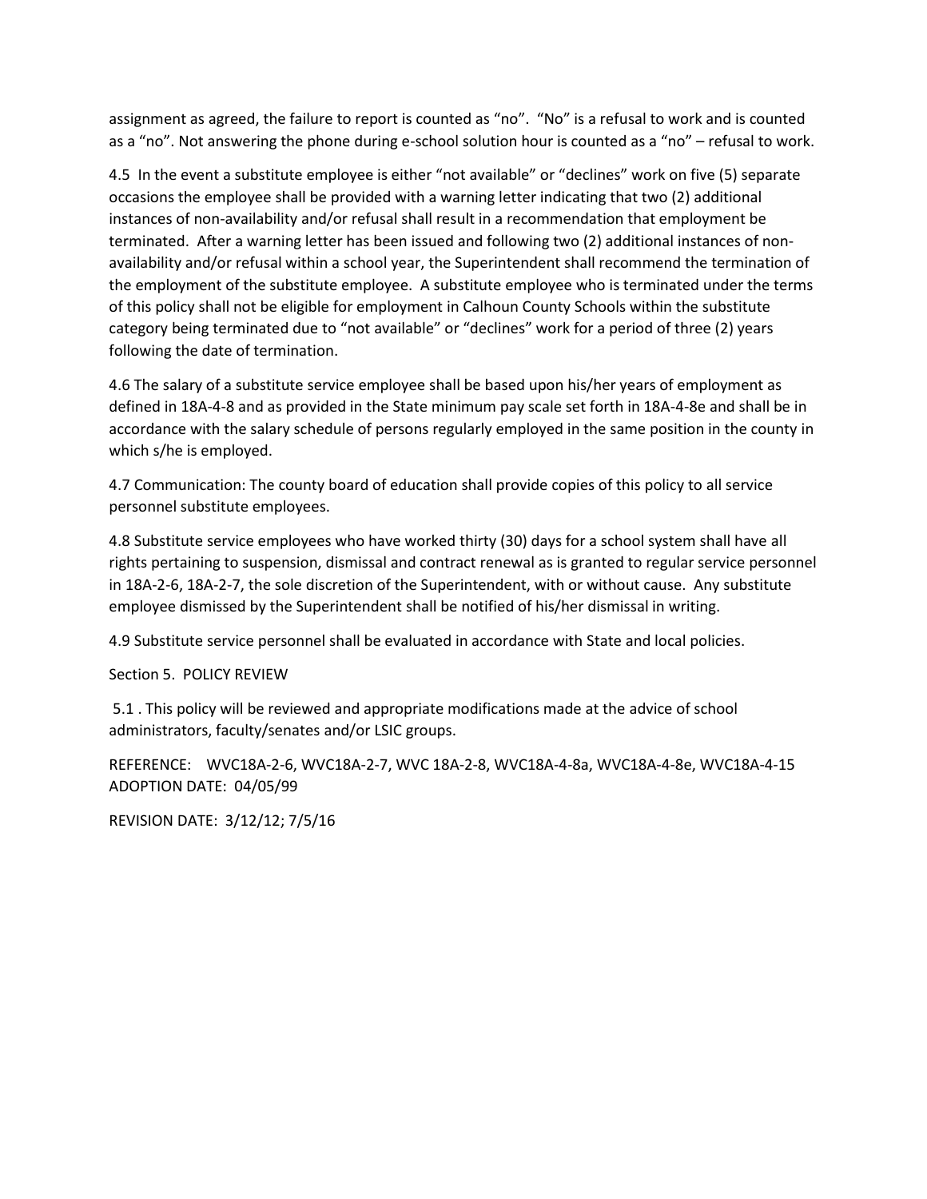assignment as agreed, the failure to report is counted as "no". "No" is a refusal to work and is counted as a "no". Not answering the phone during e-school solution hour is counted as a "no" – refusal to work.

4.5 In the event a substitute employee is either "not available" or "declines" work on five (5) separate occasions the employee shall be provided with a warning letter indicating that two (2) additional instances of non-availability and/or refusal shall result in a recommendation that employment be terminated. After a warning letter has been issued and following two (2) additional instances of non-availability and/or refusal within a school year, the Superintendent shall recommend the termination of the employment of the substitute employee. A substitute employee who is terminated under the terms of this policy shall not be eligible for employment in Calhoun County Schools within the substitute category being terminated due to "not available" or "declines" work for a period of three (2) years following the date of termination.

4.6 The salary of a substitute service employee shall be based upon his/her years of employment as defined in 18A-4-8 and as provided in the State minimum pay scale set forth in 18A-4-8e and shall be in accordance with the salary schedule of persons regularly employed in the same position in the county in which s/he is employed.

4.7 Communication: The county board of education shall provide copies of this policy to all service personnel substitute employees.

4.8 Substitute service employees who have worked thirty (30) days for a school system shall have all rights pertaining to suspension, dismissal and contract renewal as is granted to regular service personnel in 18A-2-6, 18A-2-7, the sole discretion of the Superintendent, with or without cause. Any substitute employee dismissed by the Superintendent shall be notified of his/her dismissal in writing.

4.9 Substitute service personnel shall be evaluated in accordance with State and local policies.

Section 5. POLICY REVIEW

5.1 . This policy will be reviewed and appropriate modifications made at the advice of school administrators, faculty/senates and/or LSIC groups.

REFERENCE: WVC18A-2-6, WVC18A-2-7, WVC 18A-2-8, WVC18A-4-8a, WVC18A-4-8e, WVC18A-4-15
ADOPTION DATE: 04/05/99

REVISION DATE: 3/12/12; 7/5/16